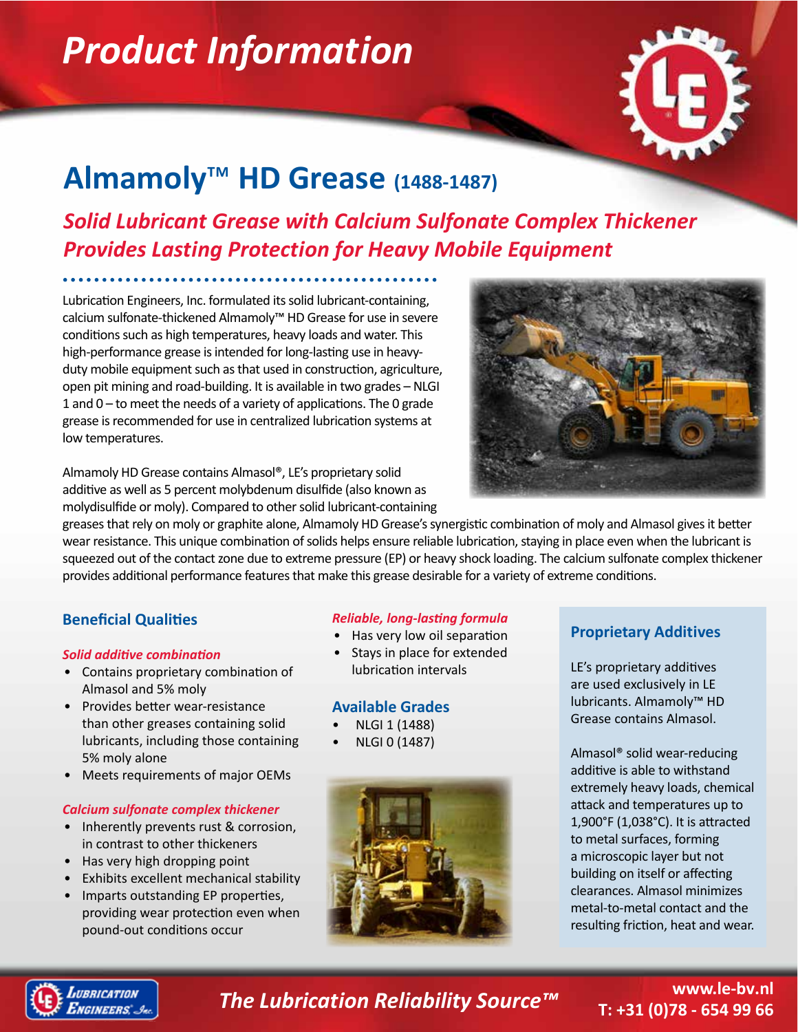# Product Information

# Almamoly™ HD Grease (1488-1487)

## *Solid Lubricant Grease with Calcium Sulfonate Complex Thickener Provides Lasting Protection for Heavy Mobile Equipment*

Lubrication Engineers, Inc. formulated its solid lubricant-containing, calcium sulfonate-thickened Almamoly™ HD Grease for use in severe conditions such as high temperatures, heavy loads and water. This high-performance grease is intended for long-lasting use in heavy-duty mobile equipment such as that used in construction, agriculture, open pit mining and road-building. It is available in two grades – NLGI 1 and 0 – to meet the needs of a variety of applications. The 0 grade grease is recommended for use in centralized lubrication systems at low temperatures.

Almamoly HD Grease contains Almasol®, LE's proprietary solid additive as well as 5 percent molybdenum disulfide (also known as molydisulfide or moly). Compared to other solid lubricant-containing greases that rely on moly or graphite alone, Almamoly HD Grease's synergistic combination of moly and Almasol gives it better wear resistance. This unique combination of solids helps ensure reliable lubrication, staying in place even when the lubricant is squeezed out of the contact zone due to extreme pressure (EP) or heavy shock loading. The calcium sulfonate complex thickener provides additional performance features that make this grease desirable for a variety of extreme conditions.

### Beneficial Qualities

*Solid additive combination*

- Contains proprietary combination of Almasol and 5% moly
- Provides better wear-resistance than other greases containing solid lubricants, including those containing 5% moly alone
- Meets requirements of major OEMs

*Calcium sulfonate complex thickener*

- Inherently prevents rust & corrosion, in contrast to other thickeners
- Has very high dropping point
- Exhibits excellent mechanical stability
- Imparts outstanding EP properties, providing wear protection even when pound-out conditions occur

*Reliable, long-lasting formula*

- Has very low oil separation
- Stays in place for extended lubrication intervals

### Available Grades

- NLGI 1 (1488)
- NLGI 0 (1487)

### Proprietary Additives

LE's proprietary additives are used exclusively in LE lubricants. Almamoly™ HD Grease contains Almasol.

Almasol® solid wear-reducing additive is able to withstand extremely heavy loads, chemical attack and temperatures up to 1,900°F (1,038°C). It is attracted to metal surfaces, forming a microscopic layer but not building on itself or affecting clearances. Almasol minimizes metal-to-metal contact and the resulting friction, heat and wear.

*The Lubrication Reliability Source™*

www.le-bv.nl
T: +31 (0)78 - 654 99 66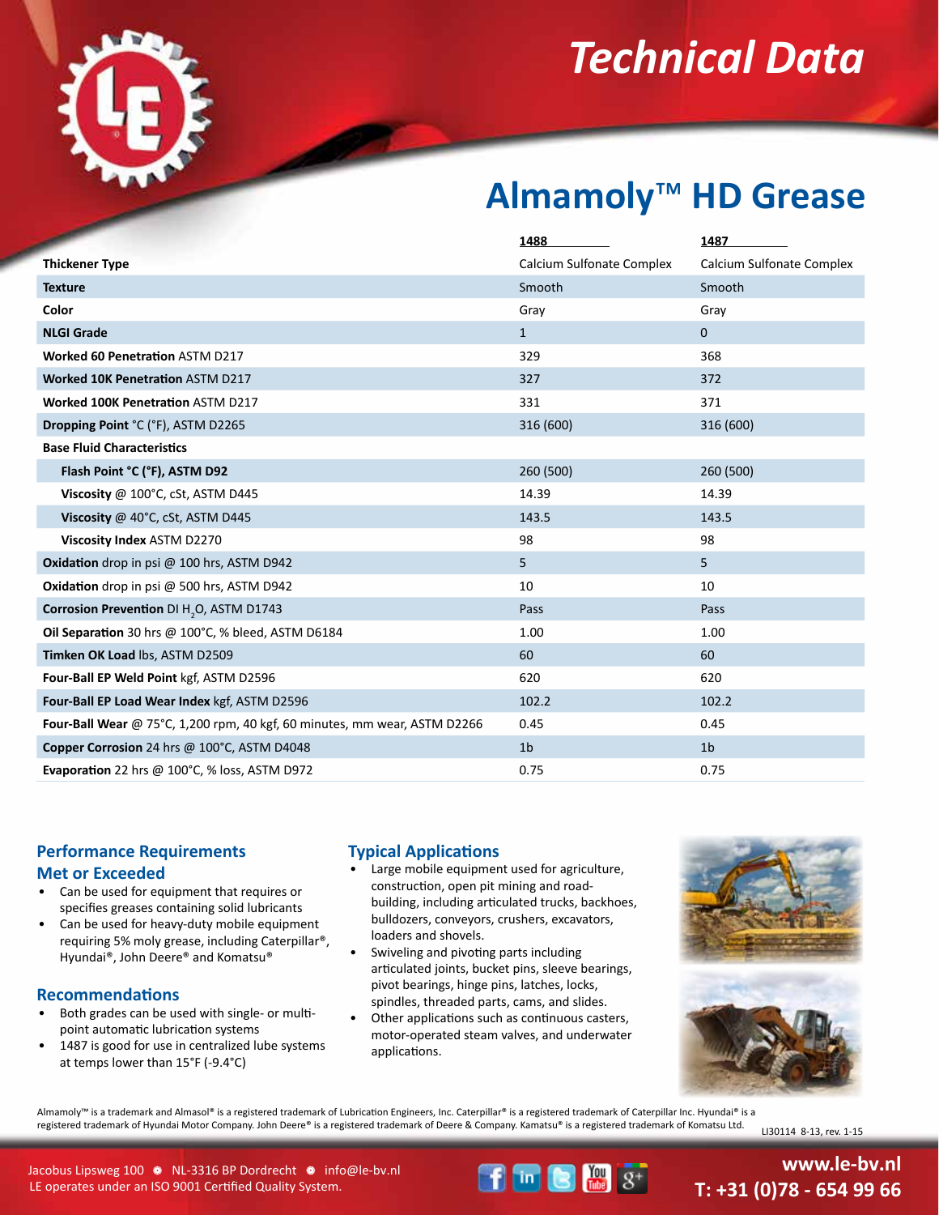# Technical Data

# Almamoly™ HD Grease

| | 1488 | 1487 |
|---|---|---|
| **Thickener Type** | Calcium Sulfonate Complex | Calcium Sulfonate Complex |
| **Texture** | Smooth | Smooth |
| **Color** | Gray | Gray |
| **NLGI Grade** | 1 | 0 |
| **Worked 60 Penetration** ASTM D217 | 329 | 368 |
| **Worked 10K Penetration** ASTM D217 | 327 | 372 |
| **Worked 100K Penetration** ASTM D217 | 331 | 371 |
| **Dropping Point** °C (°F), ASTM D2265 | 316 (600) | 316 (600) |
| **Base Fluid Characteristics** | | |
| **Flash Point °C (°F), ASTM D92** | 260 (500) | 260 (500) |
| **Viscosity** @ 100°C, cSt, ASTM D445 | 14.39 | 14.39 |
| **Viscosity** @ 40°C, cSt, ASTM D445 | 143.5 | 143.5 |
| **Viscosity Index** ASTM D2270 | 98 | 98 |
| **Oxidation** drop in psi @ 100 hrs, ASTM D942 | 5 | 5 |
| **Oxidation** drop in psi @ 500 hrs, ASTM D942 | 10 | 10 |
| **Corrosion Prevention** DI $H_2O$, ASTM D1743 | Pass | Pass |
| **Oil Separation** 30 hrs @ 100°C, % bleed, ASTM D6184 | 1.00 | 1.00 |
| **Timken OK Load** lbs, ASTM D2509 | 60 | 60 |
| **Four-Ball EP Weld Point** kgf, ASTM D2596 | 620 | 620 |
| **Four-Ball EP Load Wear Index** kgf, ASTM D2596 | 102.2 | 102.2 |
| **Four-Ball Wear** @ 75°C, 1,200 rpm, 40 kgf, 60 minutes, mm wear, ASTM D2266 | 0.45 | 0.45 |
| **Copper Corrosion** 24 hrs @ 100°C, ASTM D4048 | 1b | 1b |
| **Evaporation** 22 hrs @ 100°C, % loss, ASTM D972 | 0.75 | 0.75 |

## Performance Requirements Met or Exceeded

- Can be used for equipment that requires or specifies greases containing solid lubricants
- Can be used for heavy-duty mobile equipment requiring 5% moly grease, including Caterpillar®, Hyundai®, John Deere® and Komatsu®

## Recommendations

- Both grades can be used with single- or multi-point automatic lubrication systems
- 1487 is good for use in centralized lube systems at temps lower than 15°F (-9.4°C)

## Typical Applications

- Large mobile equipment used for agriculture, construction, open pit mining and road-building, including articulated trucks, backhoes, bulldozers, conveyors, crushers, excavators, loaders and shovels.
- Swiveling and pivoting parts including articulated joints, bucket pins, sleeve bearings, pivot bearings, hinge pins, latches, locks, spindles, threaded parts, cams, and slides.
- Other applications such as continuous casters, motor-operated steam valves, and underwater applications.

Almamoly™ is a trademark and Almasol® is a registered trademark of Lubrication Engineers, Inc. Caterpillar® is a registered trademark of Caterpillar Inc. Hyundai® is a registered trademark of Hyundai Motor Company. John Deere® is a registered trademark of Deere & Company. Kamatsu® is a registered trademark of Komatsu Ltd.

LI30114 8-13, rev. 1-15

Jacobus Lipsweg 100 • NL-3316 BP Dordrecht • info@le-bv.nl
LE operates under an ISO 9001 Certified Quality System.

www.le-bv.nl
T: +31 (0)78 - 654 99 66